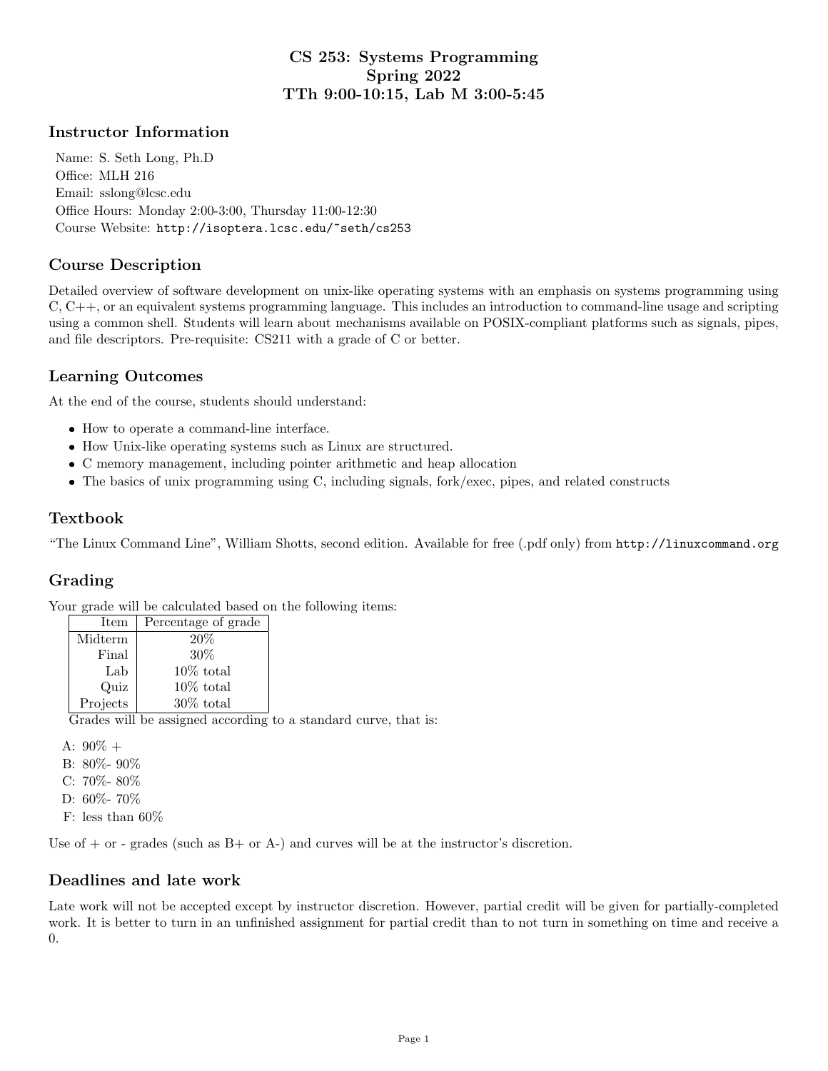# CS 253: Systems Programming
# Spring 2022
# TTh 9:00-10:15, Lab M 3:00-5:45

## Instructor Information

Name: S. Seth Long, Ph.D
Office: MLH 216
Email: sslong@lcsc.edu
Office Hours: Monday 2:00-3:00, Thursday 11:00-12:30
Course Website: `http://isoptera.lcsc.edu/~seth/cs253`

## Course Description

Detailed overview of software development on unix-like operating systems with an emphasis on systems programming using C, C++, or an equivalent systems programming language. This includes an introduction to command-line usage and scripting using a common shell. Students will learn about mechanisms available on POSIX-compliant platforms such as signals, pipes, and file descriptors. Pre-requisite: CS211 with a grade of C or better.

## Learning Outcomes

At the end of the course, students should understand:

- How to operate a command-line interface.
- How Unix-like operating systems such as Linux are structured.
- C memory management, including pointer arithmetic and heap allocation
- The basics of unix programming using C, including signals, fork/exec, pipes, and related constructs

## Textbook

"The Linux Command Line", William Shotts, second edition. Available for free (.pdf only) from `http://linuxcommand.org`

## Grading

Your grade will be calculated based on the following items:

| Item | Percentage of grade |
|---|---|
| Midterm | 20% |
| Final | 30% |
| Lab | 10% total |
| Quiz | 10% total |
| Projects | 30% total |

Grades will be assigned according to a standard curve, that is:

- A: 90% +
- B: 80%- 90%
- C: 70%- 80%
- D: 60%- 70%
- F: less than 60%

Use of + or - grades (such as B+ or A-) and curves will be at the instructor's discretion.

## Deadlines and late work

Late work will not be accepted except by instructor discretion. However, partial credit will be given for partially-completed work. It is better to turn in an unfinished assignment for partial credit than to not turn in something on time and receive a 0.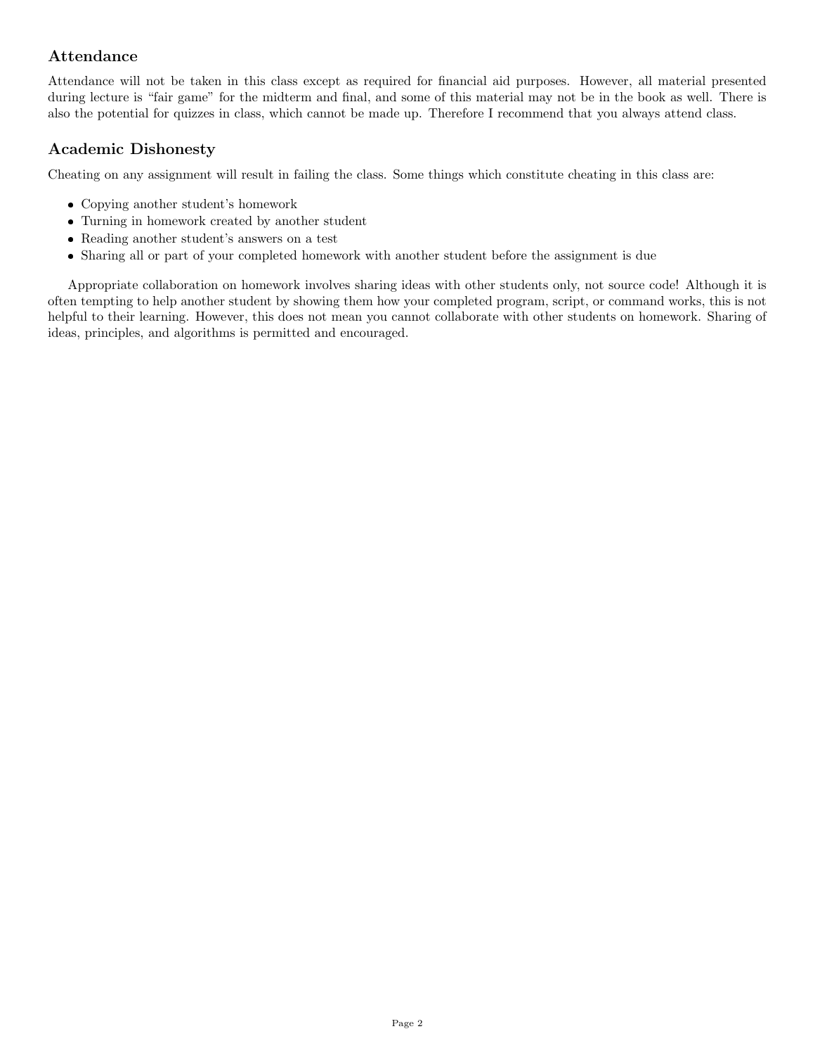## Attendance

Attendance will not be taken in this class except as required for financial aid purposes. However, all material presented during lecture is "fair game" for the midterm and final, and some of this material may not be in the book as well. There is also the potential for quizzes in class, which cannot be made up. Therefore I recommend that you always attend class.

## Academic Dishonesty

Cheating on any assignment will result in failing the class. Some things which constitute cheating in this class are:

- Copying another student's homework
- Turning in homework created by another student
- Reading another student's answers on a test
- Sharing all or part of your completed homework with another student before the assignment is due

Appropriate collaboration on homework involves sharing ideas with other students only, not source code! Although it is often tempting to help another student by showing them how your completed program, script, or command works, this is not helpful to their learning. However, this does not mean you cannot collaborate with other students on homework. Sharing of ideas, principles, and algorithms is permitted and encouraged.